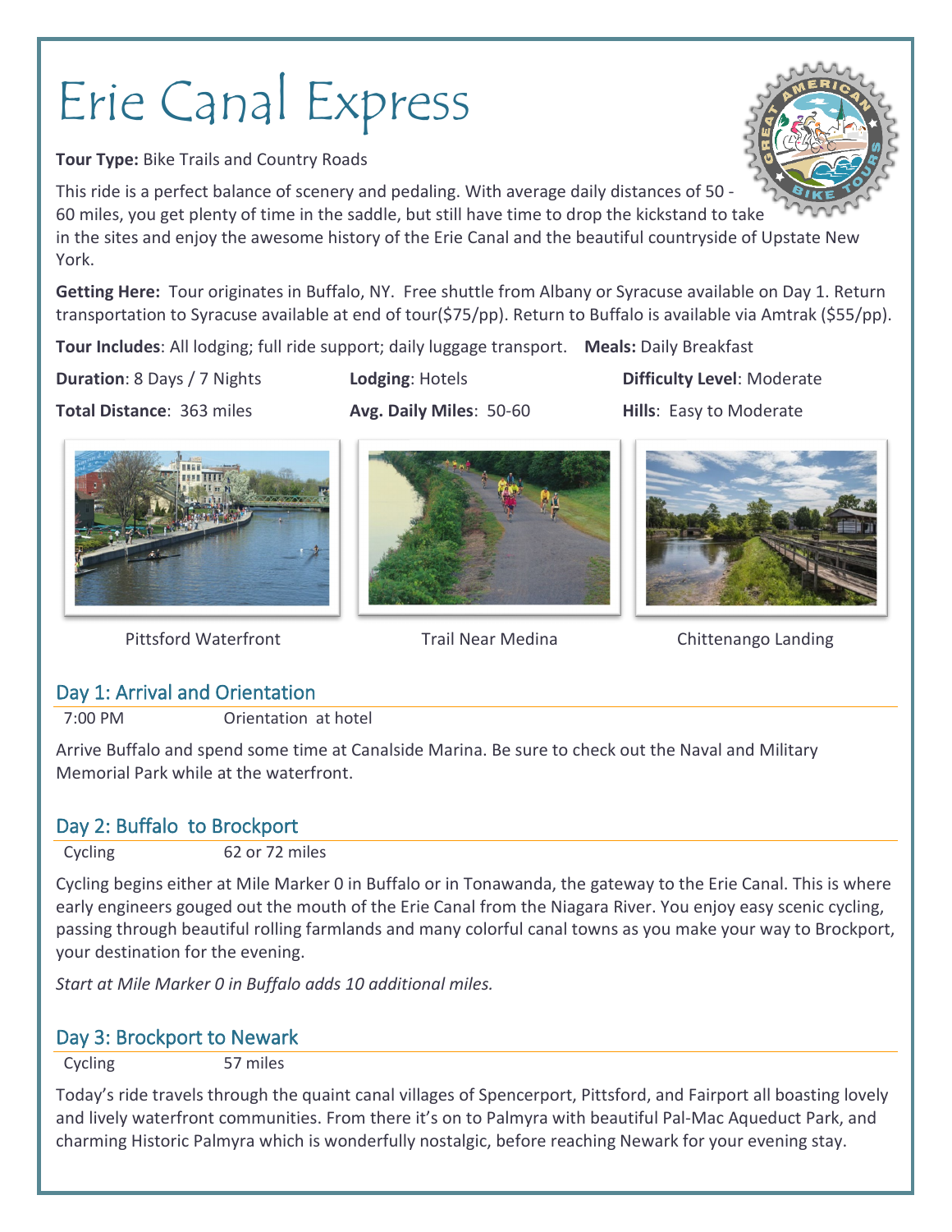# Erie Canal Express

**Tour Type:** Bike Trails and Country Roads

This ride is a perfect balance of scenery and pedaling. With average daily distances of 50 - 60 miles, you get plenty of time in the saddle, but still have time to drop the kickstand to take in the sites and enjoy the awesome history of the Erie Canal and the beautiful countryside of Upstate New York.

**Getting Here:** Tour originates in Buffalo, NY. Free shuttle from Albany or Syracuse available on Day 1. Return transportation to Syracuse available at end of tour($75/pp). Return to Buffalo is available via Amtrak ($55/pp).

**Tour Includes**: All lodging; full ride support; daily luggage transport. **Meals:** Daily Breakfast

**Duration**: 8 Days / 7 Nights | **Lodging**: Hotels | **Difficulty Level**: Moderate

**Total Distance**: 363 miles | **Avg. Daily Miles**: 50-60 | **Hills**: Easy to Moderate

Pittsford Waterfront | Trail Near Medina | Chittenango Landing

## Day 1: Arrival and Orientation

7:00 PM — Orientation at hotel

Arrive Buffalo and spend some time at Canalside Marina. Be sure to check out the Naval and Military Memorial Park while at the waterfront.

## Day 2: Buffalo to Brockport

Cycling — 62 or 72 miles

Cycling begins either at Mile Marker 0 in Buffalo or in Tonawanda, the gateway to the Erie Canal. This is where early engineers gouged out the mouth of the Erie Canal from the Niagara River. You enjoy easy scenic cycling, passing through beautiful rolling farmlands and many colorful canal towns as you make your way to Brockport, your destination for the evening.

*Start at Mile Marker 0 in Buffalo adds 10 additional miles.*

## Day 3: Brockport to Newark

Cycling — 57 miles

Today's ride travels through the quaint canal villages of Spencerport, Pittsford, and Fairport all boasting lovely and lively waterfront communities. From there it's on to Palmyra with beautiful Pal-Mac Aqueduct Park, and charming Historic Palmyra which is wonderfully nostalgic, before reaching Newark for your evening stay.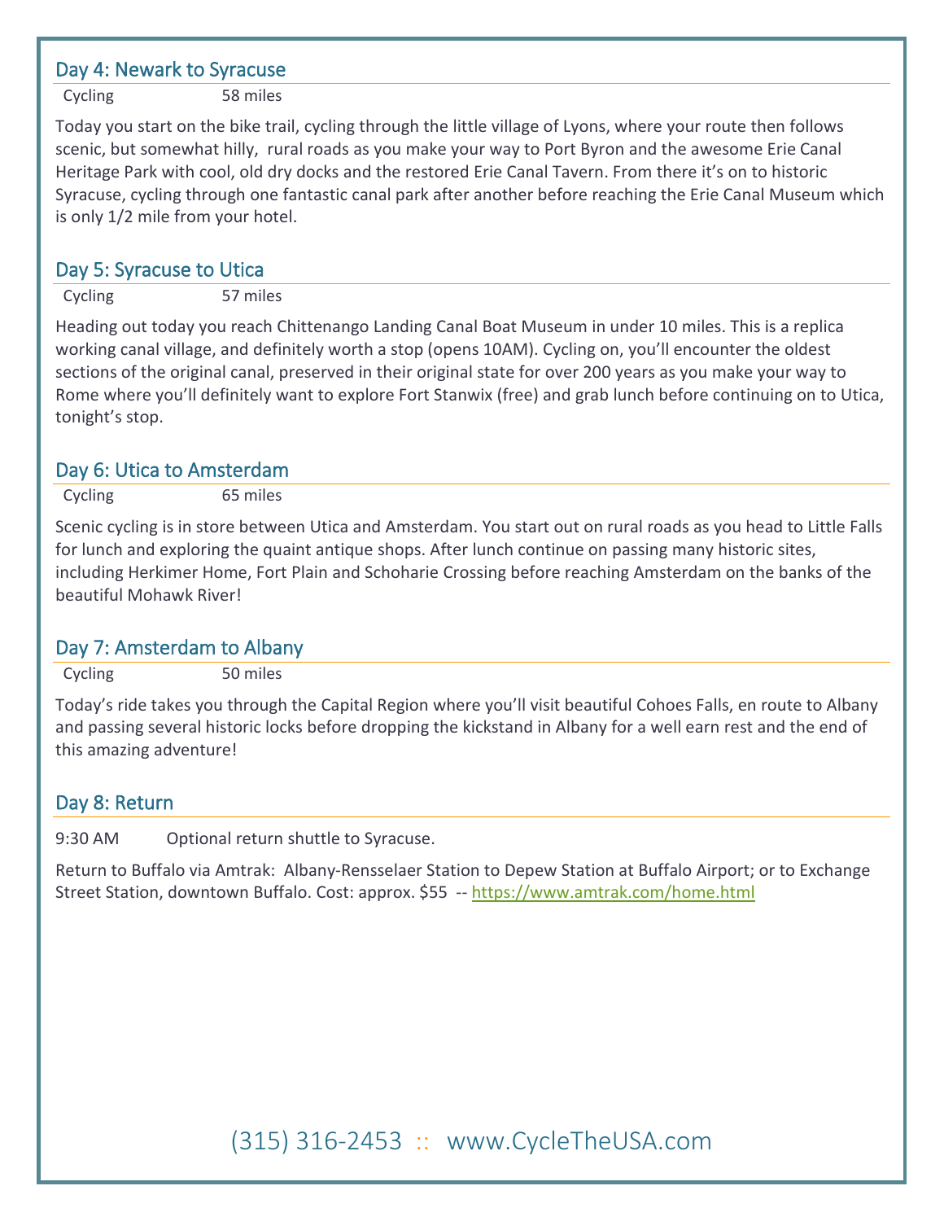## Day 4: Newark to Syracuse

Cycling 58 miles

Today you start on the bike trail, cycling through the little village of Lyons, where your route then follows scenic, but somewhat hilly, rural roads as you make your way to Port Byron and the awesome Erie Canal Heritage Park with cool, old dry docks and the restored Erie Canal Tavern. From there it's on to historic Syracuse, cycling through one fantastic canal park after another before reaching the Erie Canal Museum which is only 1/2 mile from your hotel.

## Day 5: Syracuse to Utica

Cycling 57 miles

Heading out today you reach Chittenango Landing Canal Boat Museum in under 10 miles. This is a replica working canal village, and definitely worth a stop (opens 10AM). Cycling on, you'll encounter the oldest sections of the original canal, preserved in their original state for over 200 years as you make your way to Rome where you'll definitely want to explore Fort Stanwix (free) and grab lunch before continuing on to Utica, tonight's stop.

## Day 6: Utica to Amsterdam

Cycling 65 miles

Scenic cycling is in store between Utica and Amsterdam. You start out on rural roads as you head to Little Falls for lunch and exploring the quaint antique shops. After lunch continue on passing many historic sites, including Herkimer Home, Fort Plain and Schoharie Crossing before reaching Amsterdam on the banks of the beautiful Mohawk River!

## Day 7: Amsterdam to Albany

Cycling 50 miles

Today's ride takes you through the Capital Region where you'll visit beautiful Cohoes Falls, en route to Albany and passing several historic locks before dropping the kickstand in Albany for a well earn rest and the end of this amazing adventure!

## Day 8: Return

9:30 AM Optional return shuttle to Syracuse.

Return to Buffalo via Amtrak: Albany-Rensselaer Station to Depew Station at Buffalo Airport; or to Exchange Street Station, downtown Buffalo. Cost: approx. $55 -- https://www.amtrak.com/home.html

(315) 316-2453 :: www.CycleTheUSA.com